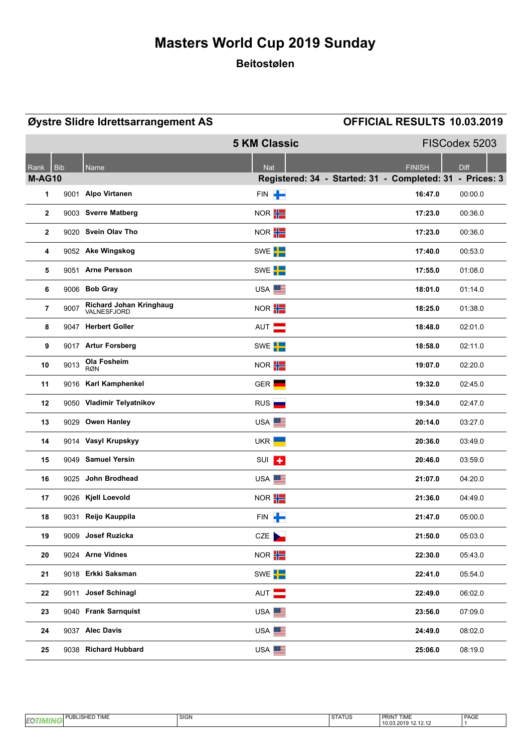# Masters World Cup 2019 Sunday

## Beitostølen

**Øystre Slidre Idrettsarrangement AS** — **OFFICIAL RESULTS 10.03.2019**

### 5 KM Classic — FISCodex 5203

**M-AG10** — Registered: 34 - Started: 31 - Completed: 31 - Prices: 3

| Rank | Bib | Name | Nat | FINISH | Diff |
|---|---|---|---|---|---|
| 1 | 9001 | **Alpo Virtanen** | FIN | **16:47.0** | 00:00.0 |
| 2 | 9003 | **Sverre Matberg** | NOR | **17:23.0** | 00:36.0 |
| 2 | 9020 | **Svein Olav Tho** | NOR | **17:23.0** | 00:36.0 |
| 4 | 9052 | **Ake Wingskog** | SWE | **17:40.0** | 00:53.0 |
| 5 | 9051 | **Arne Persson** | SWE | **17:55.0** | 01:08.0 |
| 6 | 9006 | **Bob Gray** | USA | **18:01.0** | 01:14.0 |
| 7 | 9007 | **Richard Johan Kringhaug** VALNESFJORD | NOR | **18:25.0** | 01:38.0 |
| 8 | 9047 | **Herbert Goller** | AUT | **18:48.0** | 02:01.0 |
| 9 | 9017 | **Artur Forsberg** | SWE | **18:58.0** | 02:11.0 |
| 10 | 9013 | **Ola Fosheim** RØN | NOR | **19:07.0** | 02:20.0 |
| 11 | 9016 | **Karl Kamphenkel** | GER | **19:32.0** | 02:45.0 |
| 12 | 9050 | **Vladimir Telyatnikov** | RUS | **19:34.0** | 02:47.0 |
| 13 | 9029 | **Owen Hanley** | USA | **20:14.0** | 03:27.0 |
| 14 | 9014 | **Vasyl Krupskyy** | UKR | **20:36.0** | 03:49.0 |
| 15 | 9049 | **Samuel Yersin** | SUI | **20:46.0** | 03:59.0 |
| 16 | 9025 | **John Brodhead** | USA | **21:07.0** | 04:20.0 |
| 17 | 9026 | **Kjell Loevold** | NOR | **21:36.0** | 04:49.0 |
| 18 | 9031 | **Reijo Kauppila** | FIN | **21:47.0** | 05:00.0 |
| 19 | 9009 | **Josef Ruzicka** | CZE | **21:50.0** | 05:03.0 |
| 20 | 9024 | **Arne Vidnes** | NOR | **22:30.0** | 05:43.0 |
| 21 | 9018 | **Erkki Saksman** | SWE | **22:41.0** | 05:54.0 |
| 22 | 9011 | **Josef Schinagl** | AUT | **22:49.0** | 06:02.0 |
| 23 | 9040 | **Frank Sarnquist** | USA | **23:56.0** | 07:09.0 |
| 24 | 9037 | **Alec Davis** | USA | **24:49.0** | 08:02.0 |
| 25 | 9038 | **Richard Hubbard** | USA | **25:06.0** | 08:19.0 |

| PUBLISHED TIME | SIGN | STATUS | PRINT TIME | PAGE |
|---|---|---|---|---|
| | | | 10.03.2019 12.12.12 | 1 |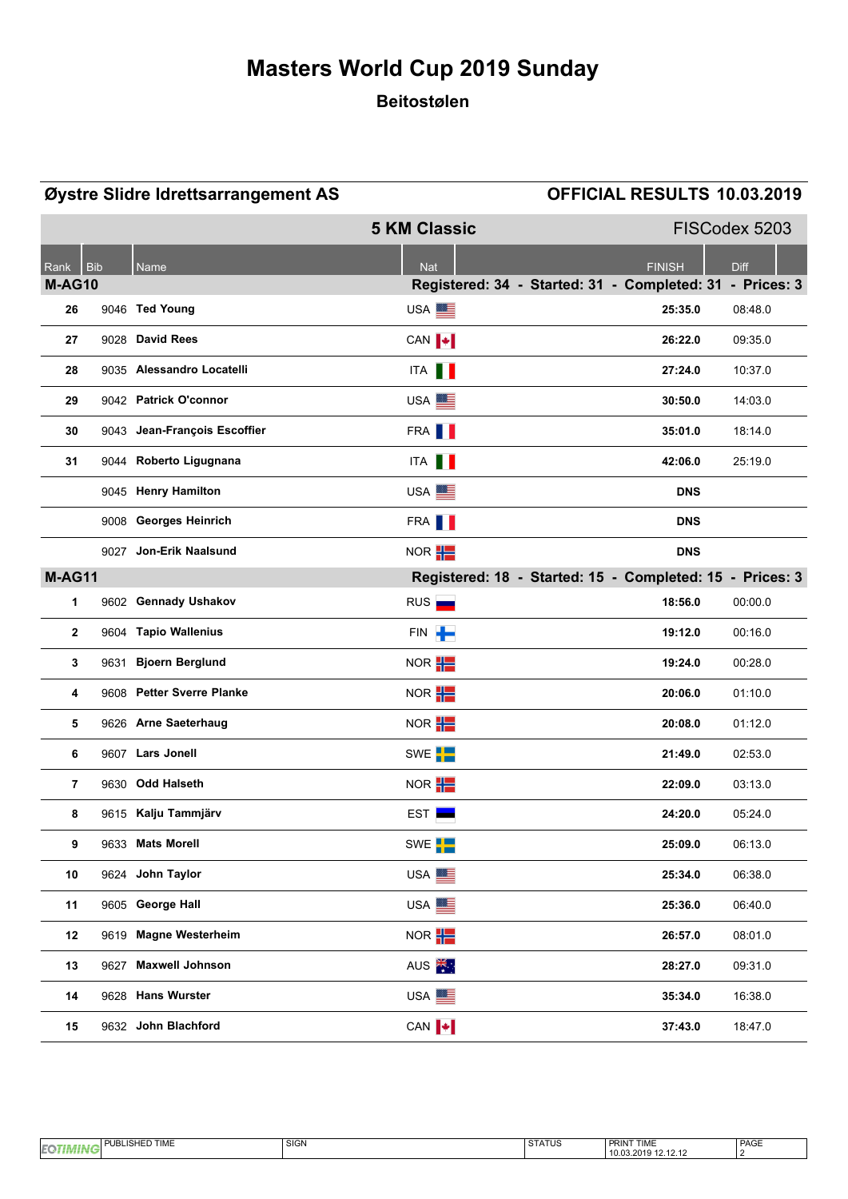# Masters World Cup 2019 Sunday

## Beitostølen

**Øystre Slidre Idrettsarrangement AS** — **OFFICIAL RESULTS 10.03.2019**

**5 KM Classic** — FISCodex 5203

| Rank | Bib | Name | Nat | FINISH | Diff |
|---|---|---|---|---|---|
| **M-AG10** | | | Registered: 34 - Started: 31 - Completed: 31 - Prices: 3 | | |
| 26 | 9046 | Ted Young | USA | 25:35.0 | 08:48.0 |
| 27 | 9028 | David Rees | CAN | 26:22.0 | 09:35.0 |
| 28 | 9035 | Alessandro Locatelli | ITA | 27:24.0 | 10:37.0 |
| 29 | 9042 | Patrick O'connor | USA | 30:50.0 | 14:03.0 |
| 30 | 9043 | Jean-François Escoffier | FRA | 35:01.0 | 18:14.0 |
| 31 | 9044 | Roberto Ligugnana | ITA | 42:06.0 | 25:19.0 |
| | 9045 | Henry Hamilton | USA | DNS | |
| | 9008 | Georges Heinrich | FRA | DNS | |
| | 9027 | Jon-Erik Naalsund | NOR | DNS | |
| **M-AG11** | | | Registered: 18 - Started: 15 - Completed: 15 - Prices: 3 | | |
| 1 | 9602 | Gennady Ushakov | RUS | 18:56.0 | 00:00.0 |
| 2 | 9604 | Tapio Wallenius | FIN | 19:12.0 | 00:16.0 |
| 3 | 9631 | Bjoern Berglund | NOR | 19:24.0 | 00:28.0 |
| 4 | 9608 | Petter Sverre Planke | NOR | 20:06.0 | 01:10.0 |
| 5 | 9626 | Arne Saeterhaug | NOR | 20:08.0 | 01:12.0 |
| 6 | 9607 | Lars Jonell | SWE | 21:49.0 | 02:53.0 |
| 7 | 9630 | Odd Halseth | NOR | 22:09.0 | 03:13.0 |
| 8 | 9615 | Kalju Tammjärv | EST | 24:20.0 | 05:24.0 |
| 9 | 9633 | Mats Morell | SWE | 25:09.0 | 06:13.0 |
| 10 | 9624 | John Taylor | USA | 25:34.0 | 06:38.0 |
| 11 | 9605 | George Hall | USA | 25:36.0 | 06:40.0 |
| 12 | 9619 | Magne Westerheim | NOR | 26:57.0 | 08:01.0 |
| 13 | 9627 | Maxwell Johnson | AUS | 28:27.0 | 09:31.0 |
| 14 | 9628 | Hans Wurster | USA | 35:34.0 | 16:38.0 |
| 15 | 9632 | John Blachford | CAN | 37:43.0 | 18:47.0 |

| PUBLISHED TIME | SIGN | STATUS | PRINT TIME | PAGE |
|---|---|---|---|---|
| | | | 10.03.2019 12.12.12 | 2 |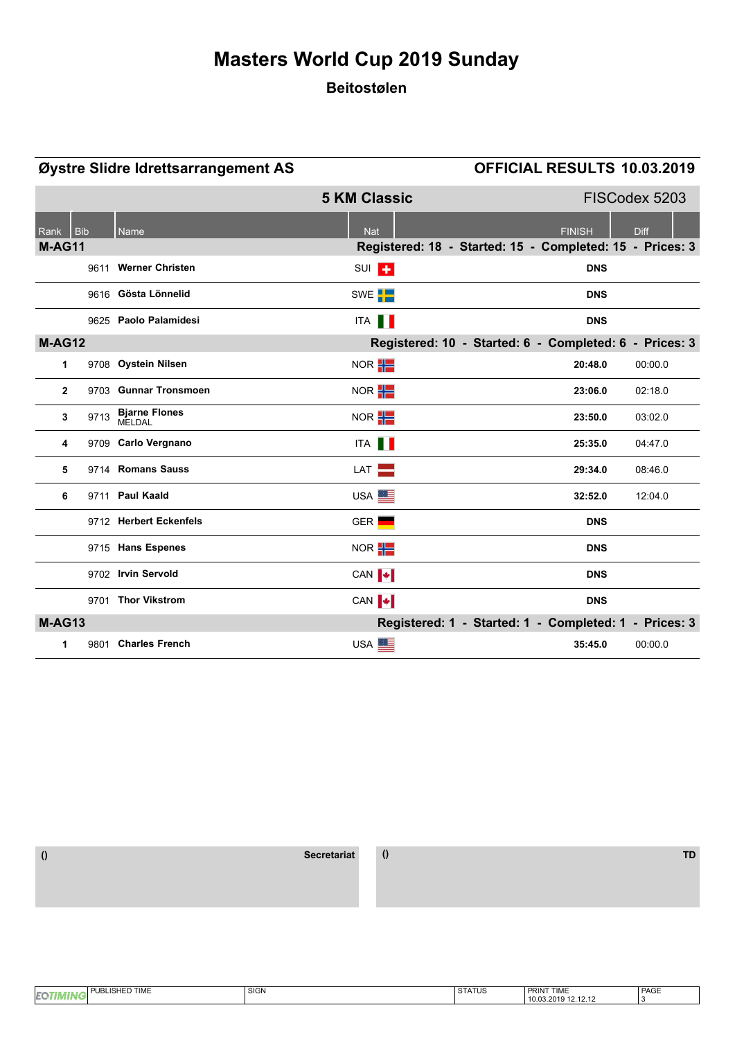# Masters World Cup 2019 Sunday

## Beitostølen

**Øystre Slidre Idrettsarrangement AS** **OFFICIAL RESULTS 10.03.2019**

**5 KM Classic** FISCodex 5203

| Rank | Bib | Name | Nat | FINISH | Diff |
|---|---|---|---|---|---|
| **M-AG11** | | **Registered: 18 - Started: 15 - Completed: 15 - Prices: 3** | | | |
| | 9611 | **Werner Christen** | SUI | **DNS** | |
| | 9616 | **Gösta Lönnelid** | SWE | **DNS** | |
| | 9625 | **Paolo Palamidesi** | ITA | **DNS** | |
| **M-AG12** | | **Registered: 10 - Started: 6 - Completed: 6 - Prices: 3** | | | |
| **1** | 9708 | **Oystein Nilsen** | NOR | **20:48.0** | 00:00.0 |
| **2** | 9703 | **Gunnar Tronsmoen** | NOR | **23:06.0** | 02:18.0 |
| **3** | 9713 | **Bjarne Flones** MELDAL | NOR | **23:50.0** | 03:02.0 |
| **4** | 9709 | **Carlo Vergnano** | ITA | **25:35.0** | 04:47.0 |
| **5** | 9714 | **Romans Sauss** | LAT | **29:34.0** | 08:46.0 |
| **6** | 9711 | **Paul Kaald** | USA | **32:52.0** | 12:04.0 |
| | 9712 | **Herbert Eckenfels** | GER | **DNS** | |
| | 9715 | **Hans Espenes** | NOR | **DNS** | |
| | 9702 | **Irvin Servold** | CAN | **DNS** | |
| | 9701 | **Thor Vikstrom** | CAN | **DNS** | |
| **M-AG13** | | **Registered: 1 - Started: 1 - Completed: 1 - Prices: 3** | | | |
| **1** | 9801 | **Charles French** | USA | **35:45.0** | 00:00.0 |

() **Secretariat**

() **TD**

| EQTIMING | PUBLISHED TIME | SIGN | STATUS | PRINT TIME 10.03.2019 12.12.12 | PAGE 3 |
|---|---|---|---|---|---|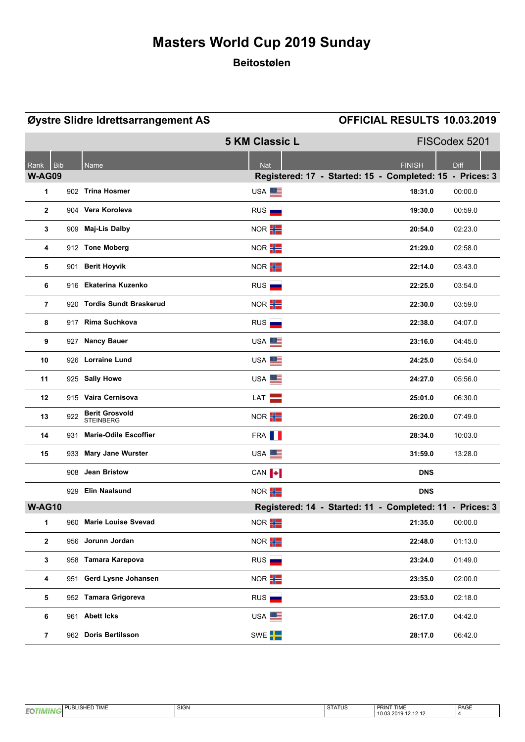# Masters World Cup 2019 Sunday

## Beitostølen

**Øystre Slidre Idrettsarrangement AS** **OFFICIAL RESULTS 10.03.2019**

### 5 KM Classic L — FISCodex 5201

| Rank | Bib | Name | Nat | FINISH | Diff |
|---|---|---|---|---|---|
| **W-AG09** | | | **Registered: 17 - Started: 15 - Completed: 15 - Prices: 3** | | |
| 1 | 902 | **Trina Hosmer** | USA | **18:31.0** | 00:00.0 |
| 2 | 904 | **Vera Koroleva** | RUS | **19:30.0** | 00:59.0 |
| 3 | 909 | **Maj-Lis Dalby** | NOR | **20:54.0** | 02:23.0 |
| 4 | 912 | **Tone Moberg** | NOR | **21:29.0** | 02:58.0 |
| 5 | 901 | **Berit Hoyvik** | NOR | **22:14.0** | 03:43.0 |
| 6 | 916 | **Ekaterina Kuzenko** | RUS | **22:25.0** | 03:54.0 |
| 7 | 920 | **Tordis Sundt Braskerud** | NOR | **22:30.0** | 03:59.0 |
| 8 | 917 | **Rima Suchkova** | RUS | **22:38.0** | 04:07.0 |
| 9 | 927 | **Nancy Bauer** | USA | **23:16.0** | 04:45.0 |
| 10 | 926 | **Lorraine Lund** | USA | **24:25.0** | 05:54.0 |
| 11 | 925 | **Sally Howe** | USA | **24:27.0** | 05:56.0 |
| 12 | 915 | **Vaira Cernisova** | LAT | **25:01.0** | 06:30.0 |
| 13 | 922 | **Berit Grosvold** STEINBERG | NOR | **26:20.0** | 07:49.0 |
| 14 | 931 | **Marie-Odile Escoffier** | FRA | **28:34.0** | 10:03.0 |
| 15 | 933 | **Mary Jane Wurster** | USA | **31:59.0** | 13:28.0 |
| | 908 | **Jean Bristow** | CAN | **DNS** | |
| | 929 | **Elin Naalsund** | NOR | **DNS** | |
| **W-AG10** | | | **Registered: 14 - Started: 11 - Completed: 11 - Prices: 3** | | |
| 1 | 960 | **Marie Louise Svevad** | NOR | **21:35.0** | 00:00.0 |
| 2 | 956 | **Jorunn Jordan** | NOR | **22:48.0** | 01:13.0 |
| 3 | 958 | **Tamara Karepova** | RUS | **23:24.0** | 01:49.0 |
| 4 | 951 | **Gerd Lysne Johansen** | NOR | **23:35.0** | 02:00.0 |
| 5 | 952 | **Tamara Grigoreva** | RUS | **23:53.0** | 02:18.0 |
| 6 | 961 | **Abett Icks** | USA | **26:17.0** | 04:42.0 |
| 7 | 962 | **Doris Bertilsson** | SWE | **28:17.0** | 06:42.0 |

| PUBLISHED TIME | SIGN | STATUS | PRINT TIME | PAGE |
|---|---|---|---|---|
| | | | 10.03.2019 12.12.12 | 4 |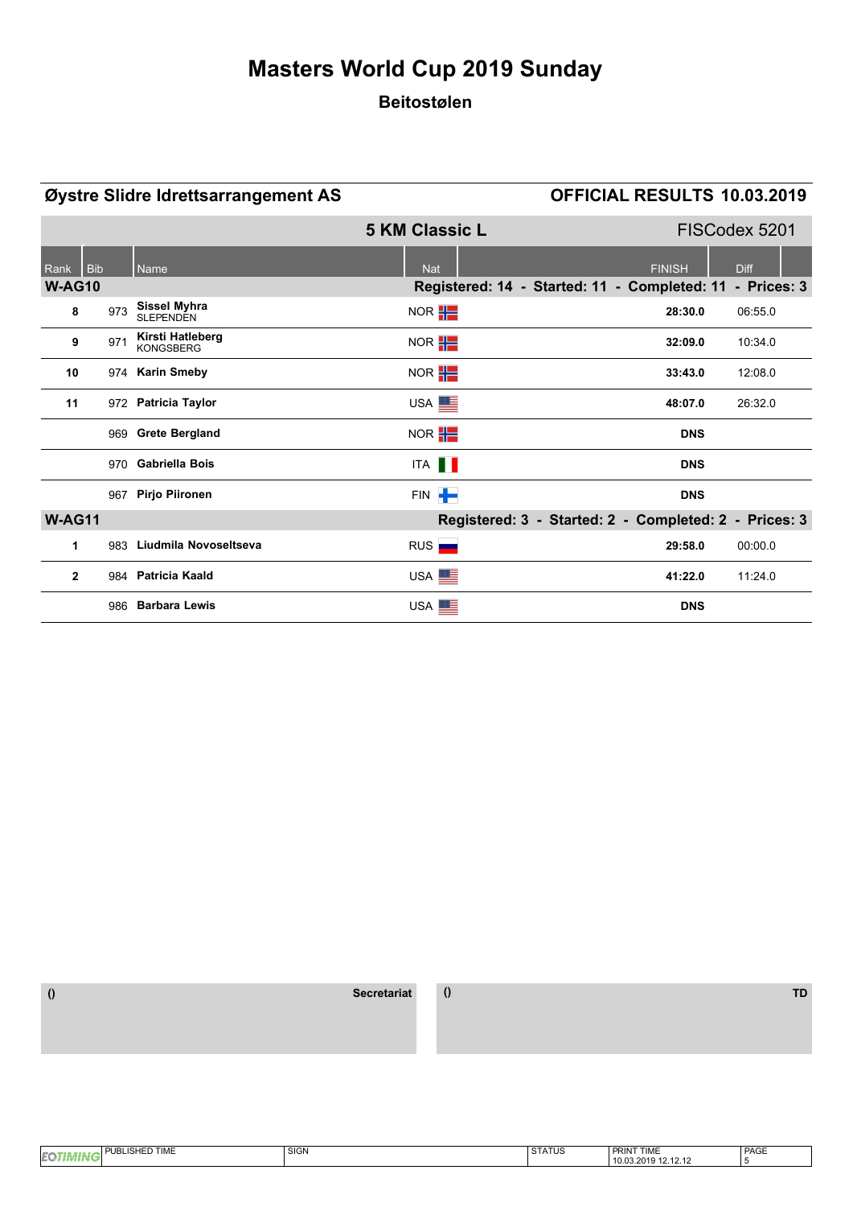# Masters World Cup 2019 Sunday

## Beitostølen

**Øystre Slidre Idrettsarrangement AS** — **OFFICIAL RESULTS 10.03.2019**

### 5 KM Classic L — FISCodex 5201

| Rank | Bib | Name | Nat | FINISH | Diff |
|---|---|---|---|---|---|
| **W-AG10** | | Registered: 14 - Started: 11 - Completed: 11 - Prices: 3 | | | |
| 8 | 973 | **Sissel Myhra** SLEPENDEN | NOR | **28:30.0** | 06:55.0 |
| 9 | 971 | **Kirsti Hatleberg** KONGSBERG | NOR | **32:09.0** | 10:34.0 |
| 10 | 974 | **Karin Smeby** | NOR | **33:43.0** | 12:08.0 |
| 11 | 972 | **Patricia Taylor** | USA | **48:07.0** | 26:32.0 |
| | 969 | **Grete Bergland** | NOR | **DNS** | |
| | 970 | **Gabriella Bois** | ITA | **DNS** | |
| | 967 | **Pirjo Piironen** | FIN | **DNS** | |
| **W-AG11** | | Registered: 3 - Started: 2 - Completed: 2 - Prices: 3 | | | |
| 1 | 983 | **Liudmila Novoseltseva** | RUS | **29:58.0** | 00:00.0 |
| 2 | 984 | **Patricia Kaald** | USA | **41:22.0** | 11:24.0 |
| | 986 | **Barbara Lewis** | USA | **DNS** | |

() **Secretariat**

() **TD**

| PUBLISHED TIME | SIGN | STATUS | PRINT TIME | PAGE |
|---|---|---|---|---|
| | | | 10.03.2019 12.12.12 | 5 |